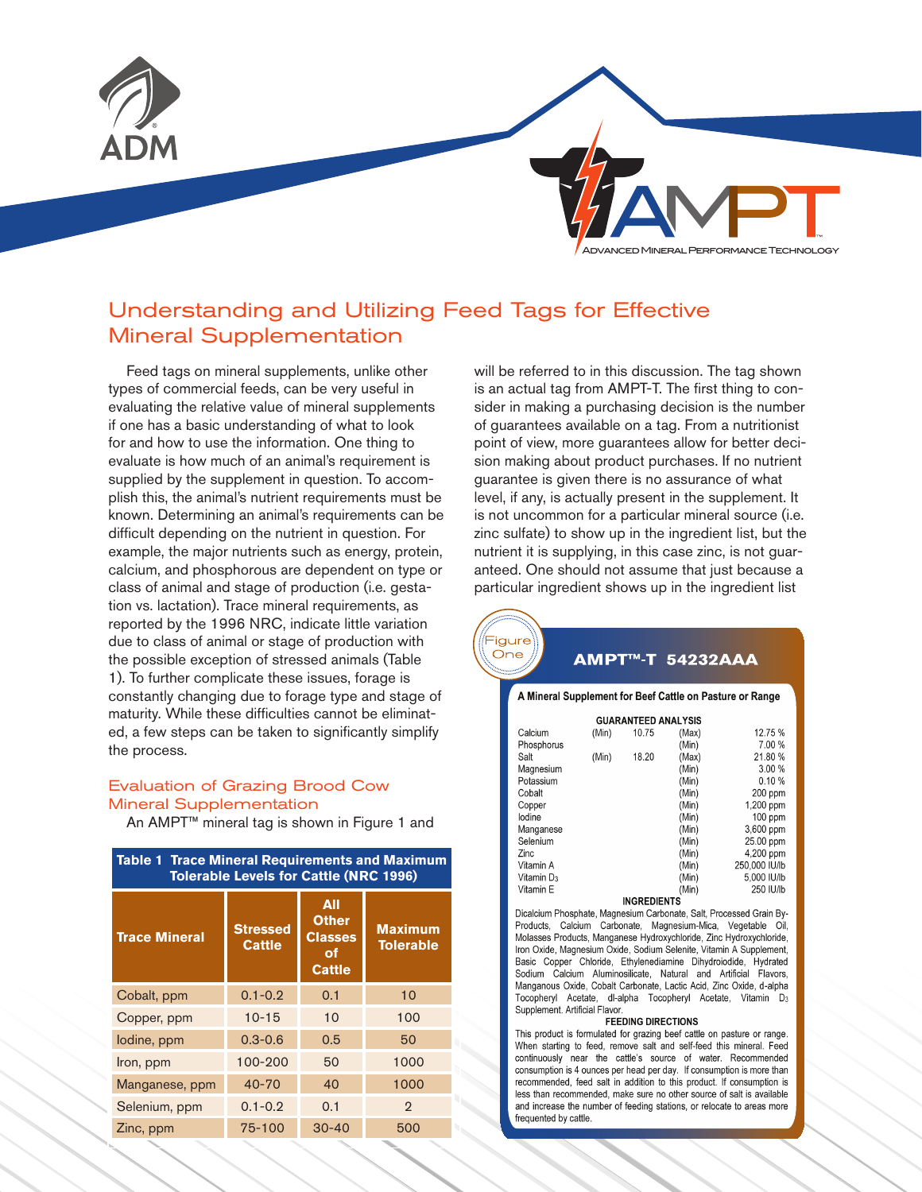ADM

AMPT™

ADVANCED MINERAL PERFORMANCE TECHNOLOGY

# Understanding and Utilizing Feed Tags for Effective Mineral Supplementation

Feed tags on mineral supplements, unlike other types of commercial feeds, can be very useful in evaluating the relative value of mineral supplements if one has a basic understanding of what to look for and how to use the information. One thing to evaluate is how much of an animal's requirement is supplied by the supplement in question. To accomplish this, the animal's nutrient requirements must be known. Determining an animal's requirements can be difficult depending on the nutrient in question. For example, the major nutrients such as energy, protein, calcium, and phosphorous are dependent on type or class of animal and stage of production (i.e. gestation vs. lactation). Trace mineral requirements, as reported by the 1996 NRC, indicate little variation due to class of animal or stage of production with the possible exception of stressed animals (Table 1). To further complicate these issues, forage is constantly changing due to forage type and stage of maturity. While these difficulties cannot be eliminated, a few steps can be taken to significantly simplify the process.

## Evaluation of Grazing Brood Cow Mineral Supplementation

An AMPT™ mineral tag is shown in Figure 1 and will be referred to in this discussion. The tag shown is an actual tag from AMPT-T. The first thing to consider in making a purchasing decision is the number of guarantees available on a tag. From a nutritionist point of view, more guarantees allow for better decision making about product purchases. If no nutrient guarantee is given there is no assurance of what level, if any, is actually present in the supplement. It is not uncommon for a particular mineral source (i.e. zinc sulfate) to show up in the ingredient list, but the nutrient it is supplying, in this case zinc, is not guaranteed. One should not assume that just because a particular ingredient shows up in the ingredient list

**Table 1 Trace Mineral Requirements and Maximum Tolerable Levels for Cattle (NRC 1996)**

| Trace Mineral | Stressed Cattle | All Other Classes of Cattle | Maximum Tolerable |
|---|---|---|---|
| Cobalt, ppm | 0.1-0.2 | 0.1 | 10 |
| Copper, ppm | 10-15 | 10 | 100 |
| Iodine, ppm | 0.3-0.6 | 0.5 | 50 |
| Iron, ppm | 100-200 | 50 | 1000 |
| Manganese, ppm | 40-70 | 40 | 1000 |
| Selenium, ppm | 0.1-0.2 | 0.1 | 2 |
| Zinc, ppm | 75-100 | 30-40 | 500 |

Figure One

**AMPT™-T 54232AAA**

**A Mineral Supplement for Beef Cattle on Pasture or Range**

**GUARANTEED ANALYSIS**

| | | | | |
|---|---|---|---|---|
| Calcium | (Min) | 10.75 | (Max) | 12.75 % |
| Phosphorus | | | (Min) | 7.00 % |
| Salt | (Min) | 18.20 | (Max) | 21.80 % |
| Magnesium | | | (Min) | 3.00 % |
| Potassium | | | (Min) | 0.10 % |
| Cobalt | | | (Min) | 200 ppm |
| Copper | | | (Min) | 1,200 ppm |
| Iodine | | | (Min) | 100 ppm |
| Manganese | | | (Min) | 3,600 ppm |
| Selenium | | | (Min) | 25.00 ppm |
| Zinc | | | (Min) | 4,200 ppm |
| Vitamin A | | | (Min) | 250,000 IU/lb |
| Vitamin $D_3$ | | | (Min) | 5,000 IU/lb |
| Vitamin E | | | (Min) | 250 IU/lb |

**INGREDIENTS**

Dicalcium Phosphate, Magnesium Carbonate, Salt, Processed Grain By-Products, Calcium Carbonate, Magnesium-Mica, Vegetable Oil, Molasses Products, Manganese Hydroxychloride, Zinc Hydroxychloride, Iron Oxide, Magnesium Oxide, Sodium Selenite, Vitamin A Supplement, Basic Copper Chloride, Ethylenediamine Dihydroiodide, Hydrated Sodium Calcium Aluminosilicate, Natural and Artificial Flavors, Manganous Oxide, Cobalt Carbonate, Lactic Acid, Zinc Oxide, d-alpha Tocopheryl Acetate, dl-alpha Tocopheryl Acetate, Vitamin $D_3$ Supplement. Artificial Flavor.

**FEEDING DIRECTIONS**

This product is formulated for grazing beef cattle on pasture or range. When starting to feed, remove salt and self-feed this mineral. Feed continuously near the cattle's source of water. Recommended consumption is 4 ounces per head per day. If consumption is more than recommended, feed salt in addition to this product. If consumption is less than recommended, make sure no other source of salt is available and increase the number of feeding stations, or relocate to areas more frequented by cattle.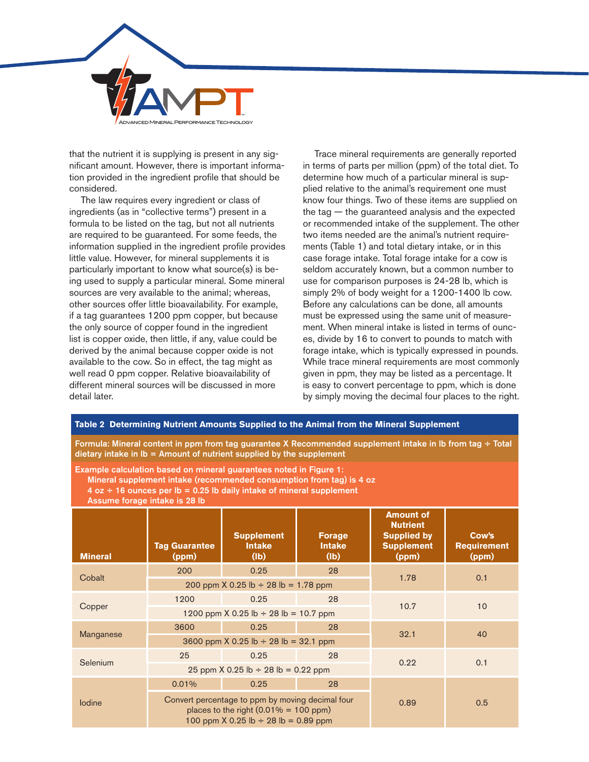that the nutrient it is supplying is present in any significant amount. However, there is important information provided in the ingredient profile that should be considered.

The law requires every ingredient or class of ingredients (as in "collective terms") present in a formula to be listed on the tag, but not all nutrients are required to be guaranteed. For some feeds, the information supplied in the ingredient profile provides little value. However, for mineral supplements it is particularly important to know what source(s) is being used to supply a particular mineral. Some mineral sources are very available to the animal; whereas, other sources offer little bioavailability. For example, if a tag guarantees 1200 ppm copper, but because the only source of copper found in the ingredient list is copper oxide, then little, if any, value could be derived by the animal because copper oxide is not available to the cow. So in effect, the tag might as well read 0 ppm copper. Relative bioavailability of different mineral sources will be discussed in more detail later.

Trace mineral requirements are generally reported in terms of parts per million (ppm) of the total diet. To determine how much of a particular mineral is supplied relative to the animal's requirement one must know four things. Two of these items are supplied on the tag — the guaranteed analysis and the expected or recommended intake of the supplement. The other two items needed are the animal's nutrient requirements (Table 1) and total dietary intake, or in this case forage intake. Total forage intake for a cow is seldom accurately known, but a common number to use for comparison purposes is 24-28 lb, which is simply 2% of body weight for a 1200-1400 lb cow. Before any calculations can be done, all amounts must be expressed using the same unit of measurement. When mineral intake is listed in terms of ounces, divide by 16 to convert to pounds to match with forage intake, which is typically expressed in pounds. While trace mineral requirements are most commonly given in ppm, they may be listed as a percentage. It is easy to convert percentage to ppm, which is done by simply moving the decimal four places to the right.

**Table 2 Determining Nutrient Amounts Supplied to the Animal from the Mineral Supplement**

**Formula: Mineral content in ppm from tag guarantee X Recommended supplement intake in lb from tag ÷ Total dietary intake in lb = Amount of nutrient supplied by the supplement**

**Example calculation based on mineral guarantees noted in Figure 1:**
**Mineral supplement intake (recommended consumption from tag) is 4 oz**
**4 oz ÷ 16 ounces per lb = 0.25 lb daily intake of mineral supplement**
**Assume forage intake is 28 lb**

| Mineral | Tag Guarantee (ppm) | Supplement Intake (lb) | Forage Intake (lb) | Amount of Nutrient Supplied by Supplement (ppm) | Cow's Requirement (ppm) |
|---|---|---|---|---|---|
| Cobalt | 200 | 0.25 | 28 | 1.78 | 0.1 |
| | 200 ppm X 0.25 lb ÷ 28 lb = 1.78 ppm | | | | |
| Copper | 1200 | 0.25 | 28 | 10.7 | 10 |
| | 1200 ppm X 0.25 lb ÷ 28 lb = 10.7 ppm | | | | |
| Manganese | 3600 | 0.25 | 28 | 32.1 | 40 |
| | 3600 ppm X 0.25 lb ÷ 28 lb = 32.1 ppm | | | | |
| Selenium | 25 | 0.25 | 28 | 0.22 | 0.1 |
| | 25 ppm X 0.25 lb ÷ 28 lb = 0.22 ppm | | | | |
| Iodine | 0.01% | 0.25 | 28 | 0.89 | 0.5 |
| | Convert percentage to ppm by moving decimal four places to the right (0.01% = 100 ppm) 100 ppm X 0.25 lb ÷ 28 lb = 0.89 ppm | | | | |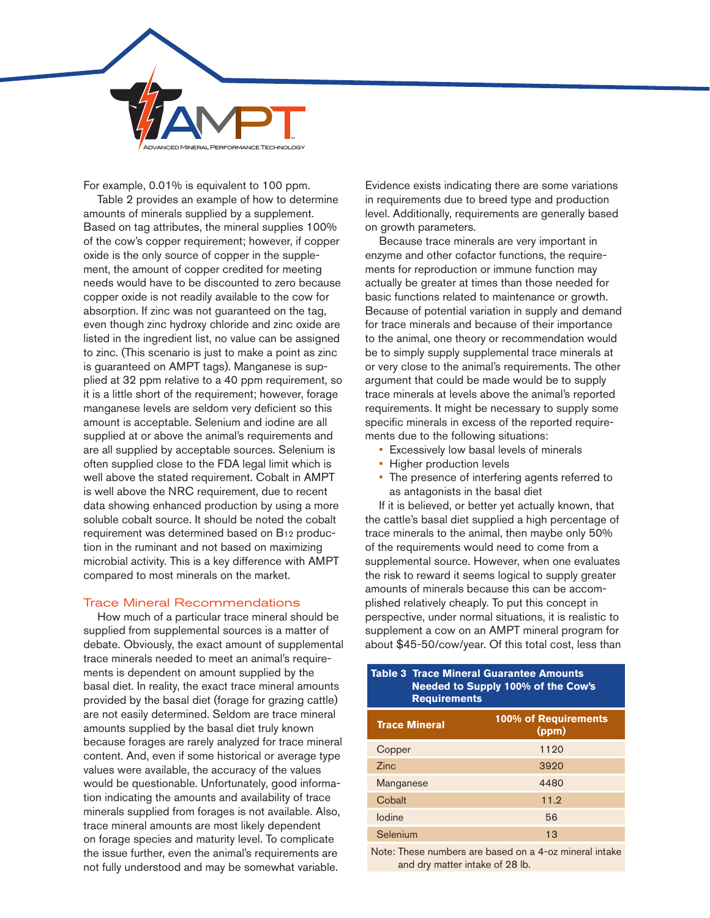For example, 0.01% is equivalent to 100 ppm.

Table 2 provides an example of how to determine amounts of minerals supplied by a supplement. Based on tag attributes, the mineral supplies 100% of the cow's copper requirement; however, if copper oxide is the only source of copper in the supplement, the amount of copper credited for meeting needs would have to be discounted to zero because copper oxide is not readily available to the cow for absorption. If zinc was not guaranteed on the tag, even though zinc hydroxy chloride and zinc oxide are listed in the ingredient list, no value can be assigned to zinc. (This scenario is just to make a point as zinc is guaranteed on AMPT tags). Manganese is supplied at 32 ppm relative to a 40 ppm requirement, so it is a little short of the requirement; however, forage manganese levels are seldom very deficient so this amount is acceptable. Selenium and iodine are all supplied at or above the animal's requirements and are all supplied by acceptable sources. Selenium is often supplied close to the FDA legal limit which is well above the stated requirement. Cobalt in AMPT is well above the NRC requirement, due to recent data showing enhanced production by using a more soluble cobalt source. It should be noted the cobalt requirement was determined based on $B_{12}$ production in the ruminant and not based on maximizing microbial activity. This is a key difference with AMPT compared to most minerals on the market.

## Trace Mineral Recommendations

How much of a particular trace mineral should be supplied from supplemental sources is a matter of debate. Obviously, the exact amount of supplemental trace minerals needed to meet an animal's requirements is dependent on amount supplied by the basal diet. In reality, the exact trace mineral amounts provided by the basal diet (forage for grazing cattle) are not easily determined. Seldom are trace mineral amounts supplied by the basal diet truly known because forages are rarely analyzed for trace mineral content. And, even if some historical or average type values were available, the accuracy of the values would be questionable. Unfortunately, good information indicating the amounts and availability of trace minerals supplied from forages is not available. Also, trace mineral amounts are most likely dependent on forage species and maturity level. To complicate the issue further, even the animal's requirements are not fully understood and may be somewhat variable. Evidence exists indicating there are some variations in requirements due to breed type and production level. Additionally, requirements are generally based on growth parameters.

Because trace minerals are very important in enzyme and other cofactor functions, the requirements for reproduction or immune function may actually be greater at times than those needed for basic functions related to maintenance or growth. Because of potential variation in supply and demand for trace minerals and because of their importance to the animal, one theory or recommendation would be to simply supply supplemental trace minerals at or very close to the animal's requirements. The other argument that could be made would be to supply trace minerals at levels above the animal's reported requirements. It might be necessary to supply some specific minerals in excess of the reported requirements due to the following situations:

- Excessively low basal levels of minerals
- Higher production levels
- The presence of interfering agents referred to as antagonists in the basal diet

If it is believed, or better yet actually known, that the cattle's basal diet supplied a high percentage of trace minerals to the animal, then maybe only 50% of the requirements would need to come from a supplemental source. However, when one evaluates the risk to reward it seems logical to supply greater amounts of minerals because this can be accomplished relatively cheaply. To put this concept in perspective, under normal situations, it is realistic to supplement a cow on an AMPT mineral program for about $45-50/cow/year. Of this total cost, less than

**Table 3 Trace Mineral Guarantee Amounts Needed to Supply 100% of the Cow's Requirements**

| Trace Mineral | 100% of Requirements (ppm) |
|---|---|
| Copper | 1120 |
| Zinc | 3920 |
| Manganese | 4480 |
| Cobalt | 11.2 |
| Iodine | 56 |
| Selenium | 13 |

Note: These numbers are based on a 4-oz mineral intake and dry matter intake of 28 lb.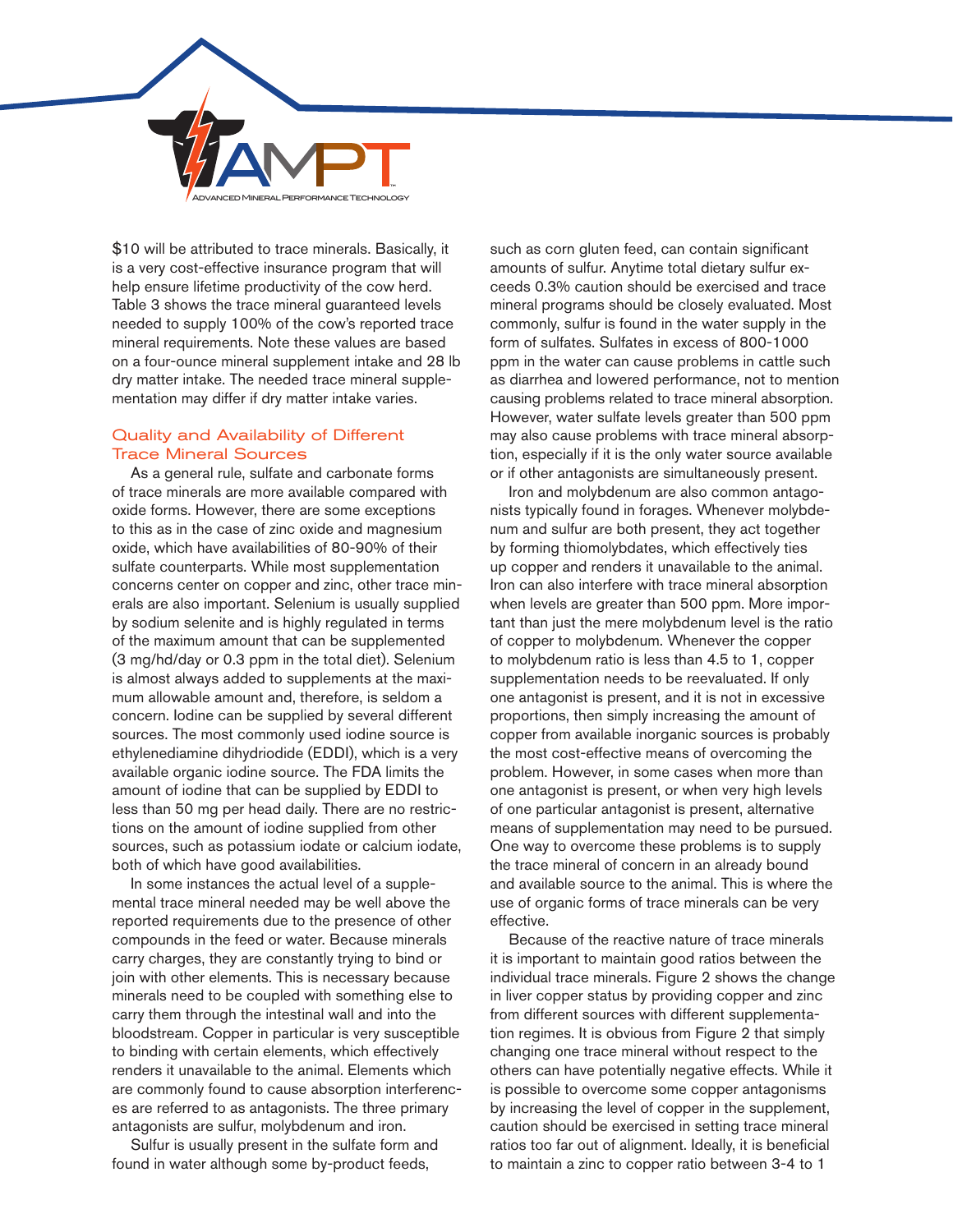$10 will be attributed to trace minerals. Basically, it is a very cost-effective insurance program that will help ensure lifetime productivity of the cow herd. Table 3 shows the trace mineral guaranteed levels needed to supply 100% of the cow's reported trace mineral requirements. Note these values are based on a four-ounce mineral supplement intake and 28 lb dry matter intake. The needed trace mineral supplementation may differ if dry matter intake varies.

## Quality and Availability of Different Trace Mineral Sources

As a general rule, sulfate and carbonate forms of trace minerals are more available compared with oxide forms. However, there are some exceptions to this as in the case of zinc oxide and magnesium oxide, which have availabilities of 80-90% of their sulfate counterparts. While most supplementation concerns center on copper and zinc, other trace minerals are also important. Selenium is usually supplied by sodium selenite and is highly regulated in terms of the maximum amount that can be supplemented (3 mg/hd/day or 0.3 ppm in the total diet). Selenium is almost always added to supplements at the maximum allowable amount and, therefore, is seldom a concern. Iodine can be supplied by several different sources. The most commonly used iodine source is ethylenediamine dihydriodide (EDDI), which is a very available organic iodine source. The FDA limits the amount of iodine that can be supplied by EDDI to less than 50 mg per head daily. There are no restrictions on the amount of iodine supplied from other sources, such as potassium iodate or calcium iodate, both of which have good availabilities.

In some instances the actual level of a supplemental trace mineral needed may be well above the reported requirements due to the presence of other compounds in the feed or water. Because minerals carry charges, they are constantly trying to bind or join with other elements. This is necessary because minerals need to be coupled with something else to carry them through the intestinal wall and into the bloodstream. Copper in particular is very susceptible to binding with certain elements, which effectively renders it unavailable to the animal. Elements which are commonly found to cause absorption interferences are referred to as antagonists. The three primary antagonists are sulfur, molybdenum and iron.

Sulfur is usually present in the sulfate form and found in water although some by-product feeds, such as corn gluten feed, can contain significant amounts of sulfur. Anytime total dietary sulfur exceeds 0.3% caution should be exercised and trace mineral programs should be closely evaluated. Most commonly, sulfur is found in the water supply in the form of sulfates. Sulfates in excess of 800-1000 ppm in the water can cause problems in cattle such as diarrhea and lowered performance, not to mention causing problems related to trace mineral absorption. However, water sulfate levels greater than 500 ppm may also cause problems with trace mineral absorption, especially if it is the only water source available or if other antagonists are simultaneously present.

Iron and molybdenum are also common antagonists typically found in forages. Whenever molybdenum and sulfur are both present, they act together by forming thiomolybdates, which effectively ties up copper and renders it unavailable to the animal. Iron can also interfere with trace mineral absorption when levels are greater than 500 ppm. More important than just the mere molybdenum level is the ratio of copper to molybdenum. Whenever the copper to molybdenum ratio is less than 4.5 to 1, copper supplementation needs to be reevaluated. If only one antagonist is present, and it is not in excessive proportions, then simply increasing the amount of copper from available inorganic sources is probably the most cost-effective means of overcoming the problem. However, in some cases when more than one antagonist is present, or when very high levels of one particular antagonist is present, alternative means of supplementation may need to be pursued. One way to overcome these problems is to supply the trace mineral of concern in an already bound and available source to the animal. This is where the use of organic forms of trace minerals can be very effective.

Because of the reactive nature of trace minerals it is important to maintain good ratios between the individual trace minerals. Figure 2 shows the change in liver copper status by providing copper and zinc from different sources with different supplementation regimes. It is obvious from Figure 2 that simply changing one trace mineral without respect to the others can have potentially negative effects. While it is possible to overcome some copper antagonisms by increasing the level of copper in the supplement, caution should be exercised in setting trace mineral ratios too far out of alignment. Ideally, it is beneficial to maintain a zinc to copper ratio between 3-4 to 1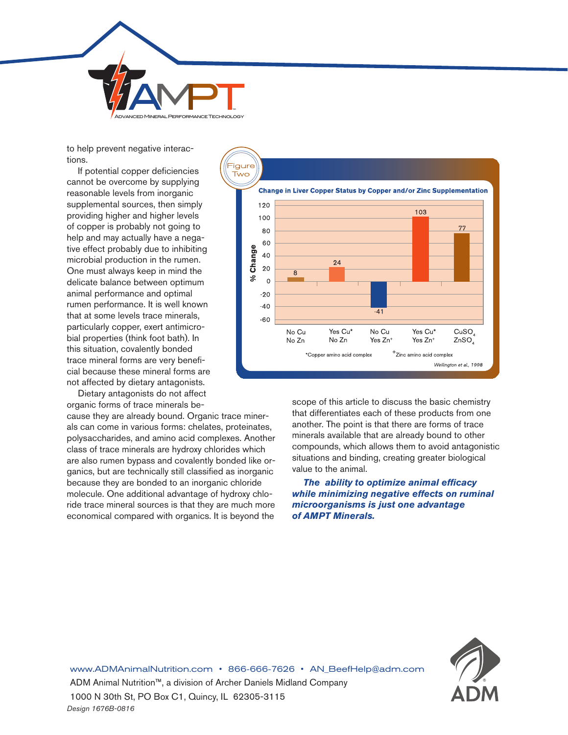to help prevent negative interactions.

If potential copper deficiencies cannot be overcome by supplying reasonable levels from inorganic supplemental sources, then simply providing higher and higher levels of copper is probably not going to help and may actually have a negative effect probably due to inhibiting microbial production in the rumen. One must always keep in mind the delicate balance between optimum animal performance and optimal rumen performance. It is well known that at some levels trace minerals, particularly copper, exert antimicrobial properties (think foot bath). In this situation, covalently bonded trace mineral forms are very beneficial because these mineral forms are not affected by dietary antagonists.

Dietary antagonists do not affect organic forms of trace minerals because they are already bound. Organic trace minerals can come in various forms: chelates, proteinates, polysaccharides, and amino acid complexes. Another class of trace minerals are hydroxy chlorides which are also rumen bypass and covalently bonded like organics, but are technically still classified as inorganic because they are bonded to an inorganic chloride molecule. One additional advantage of hydroxy chloride trace mineral sources is that they are much more economical compared with organics. It is beyond the scope of this article to discuss the basic chemistry that differentiates each of these products from one another. The point is that there are forms of trace minerals available that are already bound to other compounds, which allows them to avoid antagonistic situations and binding, creating greater biological value to the animal.

Figure Two

**Change in Liver Copper Status by Copper and/or Zinc Supplementation**

% Change

120
100
80
60
40
20
0
-20
-40
-60

8
24
-41
103
77

No Cu No Zn
Yes Cu* No Zn
No Cu Yes Zn+
Yes Cu* Yes Zn+
$CuSO_4$ $ZnSO_4$

*Copper amino acid complex
+Zinc amino acid complex

*Wellington et al., 1998*

***The ability to optimize animal efficacy while minimizing negative effects on ruminal microorganisms is just one advantage of AMPT Minerals.***

www.ADMAnimalNutrition.com • 866-666-7626 • AN_BeefHelp@adm.com
ADM Animal Nutrition™, a division of Archer Daniels Midland Company
1000 N 30th St, PO Box C1, Quincy, IL 62305-3115
*Design 1676B-0816*